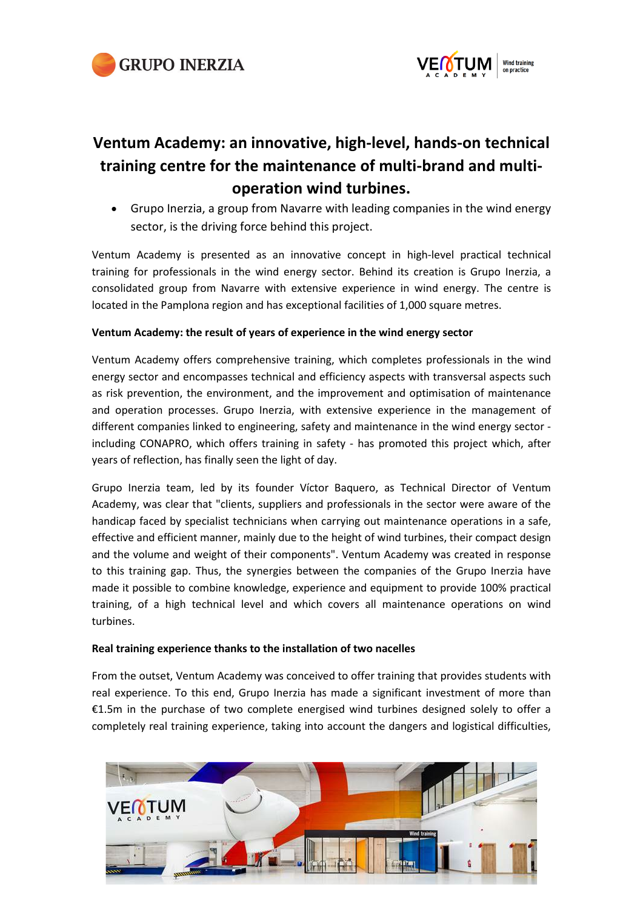# Ventum Academy: an innovative, high-level, hands-on technical training centre for the maintenance of multi-brand and multi-operation wind turbines.

- Grupo Inerzia, a group from Navarre with leading companies in the wind energy sector, is the driving force behind this project.

Ventum Academy is presented as an innovative concept in high-level practical technical training for professionals in the wind energy sector. Behind its creation is Grupo Inerzia, a consolidated group from Navarre with extensive experience in wind energy. The centre is located in the Pamplona region and has exceptional facilities of 1,000 square metres.

**Ventum Academy: the result of years of experience in the wind energy sector**

Ventum Academy offers comprehensive training, which completes professionals in the wind energy sector and encompasses technical and efficiency aspects with transversal aspects such as risk prevention, the environment, and the improvement and optimisation of maintenance and operation processes. Grupo Inerzia, with extensive experience in the management of different companies linked to engineering, safety and maintenance in the wind energy sector - including CONAPRO, which offers training in safety - has promoted this project which, after years of reflection, has finally seen the light of day.

Grupo Inerzia team, led by its founder Víctor Baquero, as Technical Director of Ventum Academy, was clear that "clients, suppliers and professionals in the sector were aware of the handicap faced by specialist technicians when carrying out maintenance operations in a safe, effective and efficient manner, mainly due to the height of wind turbines, their compact design and the volume and weight of their components". Ventum Academy was created in response to this training gap. Thus, the synergies between the companies of the Grupo Inerzia have made it possible to combine knowledge, experience and equipment to provide 100% practical training, of a high technical level and which covers all maintenance operations on wind turbines.

**Real training experience thanks to the installation of two nacelles**

From the outset, Ventum Academy was conceived to offer training that provides students with real experience. To this end, Grupo Inerzia has made a significant investment of more than €1.5m in the purchase of two complete energised wind turbines designed solely to offer a completely real training experience, taking into account the dangers and logistical difficulties,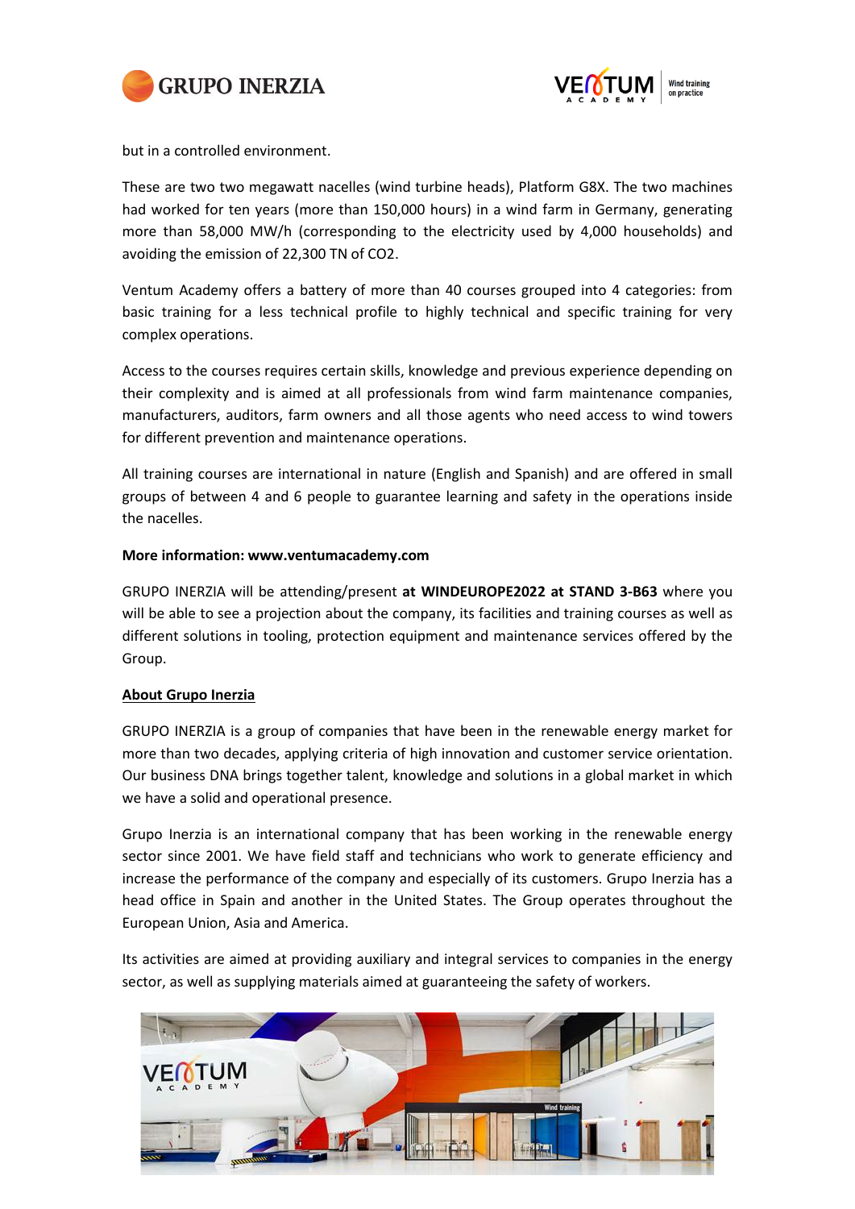but in a controlled environment.

These are two two megawatt nacelles (wind turbine heads), Platform G8X. The two machines had worked for ten years (more than 150,000 hours) in a wind farm in Germany, generating more than 58,000 MW/h (corresponding to the electricity used by 4,000 households) and avoiding the emission of 22,300 TN of $CO_2$.

Ventum Academy offers a battery of more than 40 courses grouped into 4 categories: from basic training for a less technical profile to highly technical and specific training for very complex operations.

Access to the courses requires certain skills, knowledge and previous experience depending on their complexity and is aimed at all professionals from wind farm maintenance companies, manufacturers, auditors, farm owners and all those agents who need access to wind towers for different prevention and maintenance operations.

All training courses are international in nature (English and Spanish) and are offered in small groups of between 4 and 6 people to guarantee learning and safety in the operations inside the nacelles.

**More information: www.ventumacademy.com**

GRUPO INERZIA will be attending/present **at WINDEUROPE2022 at STAND 3-B63** where you will be able to see a projection about the company, its facilities and training courses as well as different solutions in tooling, protection equipment and maintenance services offered by the Group.

**About Grupo Inerzia**

GRUPO INERZIA is a group of companies that have been in the renewable energy market for more than two decades, applying criteria of high innovation and customer service orientation. Our business DNA brings together talent, knowledge and solutions in a global market in which we have a solid and operational presence.

Grupo Inerzia is an international company that has been working in the renewable energy sector since 2001. We have field staff and technicians who work to generate efficiency and increase the performance of the company and especially of its customers. Grupo Inerzia has a head office in Spain and another in the United States. The Group operates throughout the European Union, Asia and America.

Its activities are aimed at providing auxiliary and integral services to companies in the energy sector, as well as supplying materials aimed at guaranteeing the safety of workers.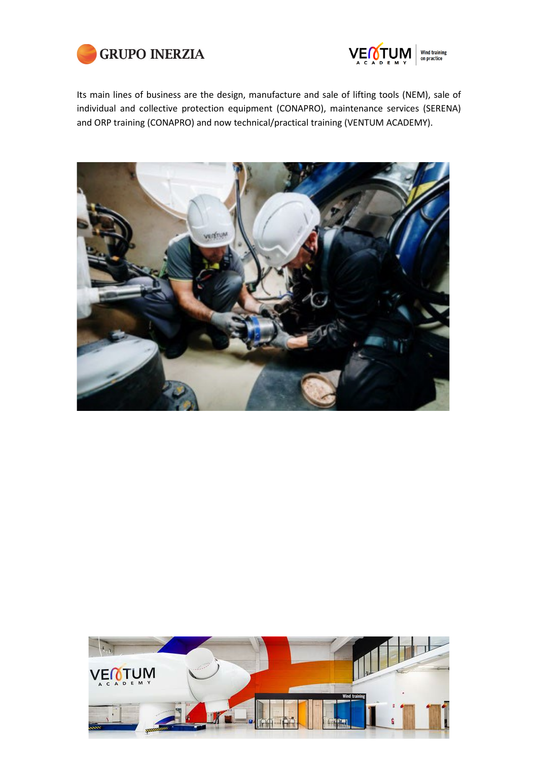Its main lines of business are the design, manufacture and sale of lifting tools (NEM), sale of individual and collective protection equipment (CONAPRO), maintenance services (SERENA) and ORP training (CONAPRO) and now technical/practical training (VENTUM ACADEMY).